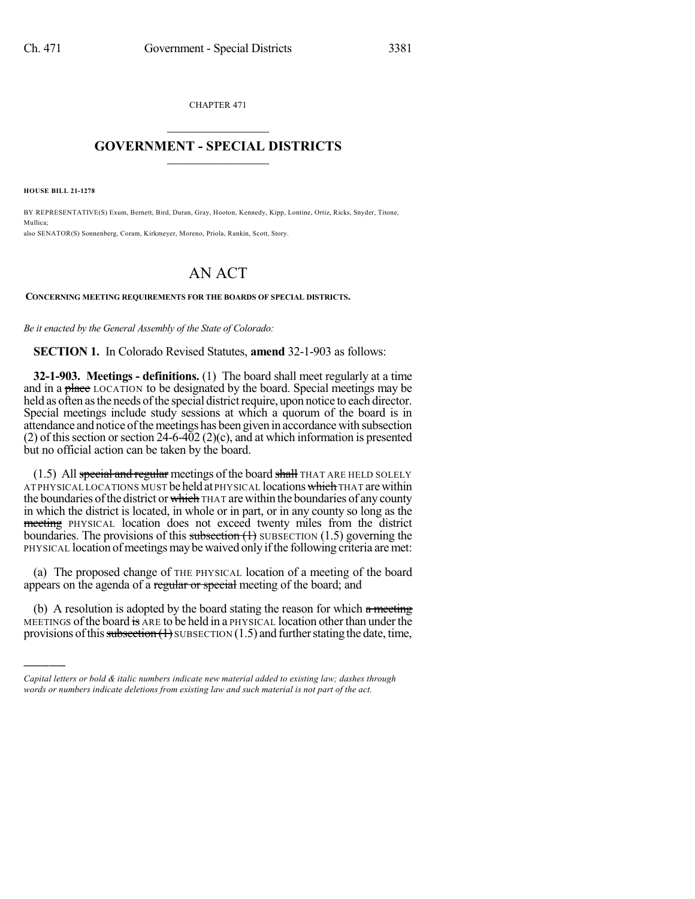CHAPTER 471

# GOVERNMENT - SPECIAL DISTRICTS

**HOUSE BILL 21-1278**

BY REPRESENTATIVE(S) Exum, Bernett, Bird, Duran, Gray, Hooton, Kennedy, Kipp, Lontine, Ortiz, Ricks, Snyder, Titone, Mullica;
also SENATOR(S) Sonnenberg, Coram, Kirkmeyer, Moreno, Priola, Rankin, Scott, Story.

# AN ACT

**CONCERNING MEETING REQUIREMENTS FOR THE BOARDS OF SPECIAL DISTRICTS.**

*Be it enacted by the General Assembly of the State of Colorado:*

**SECTION 1.** In Colorado Revised Statutes, **amend** 32-1-903 as follows:

**32-1-903. Meetings - definitions.** (1) The board shall meet regularly at a time and in a ~~place~~ LOCATION to be designated by the board. Special meetings may be held as often as the needs of the special district require, upon notice to each director. Special meetings include study sessions at which a quorum of the board is in attendance and notice of the meetings has been given in accordance with subsection (2) of this section or section 24-6-402 (2)(c), and at which information is presented but no official action can be taken by the board.

(1.5) All ~~special and regular~~ meetings of the board ~~shall~~ THAT ARE HELD SOLELY AT PHYSICAL LOCATIONS MUST be held at PHYSICAL locations ~~which~~ THAT are within the boundaries of the district or ~~which~~ THAT are within the boundaries of any county in which the district is located, in whole or in part, or in any county so long as the ~~meeting~~ PHYSICAL location does not exceed twenty miles from the district boundaries. The provisions of this ~~subsection (1)~~ SUBSECTION (1.5) governing the PHYSICAL location of meetings may be waived only if the following criteria are met:

(a) The proposed change of THE PHYSICAL location of a meeting of the board appears on the agenda of a ~~regular or special~~ meeting of the board; and

(b) A resolution is adopted by the board stating the reason for which ~~a meeting~~ MEETINGS of the board ~~is~~ ARE to be held in a PHYSICAL location other than under the provisions of this ~~subsection (1)~~ SUBSECTION (1.5) and further stating the date, time,

*Capital letters or bold & italic numbers indicate new material added to existing law; dashes through words or numbers indicate deletions from existing law and such material is not part of the act.*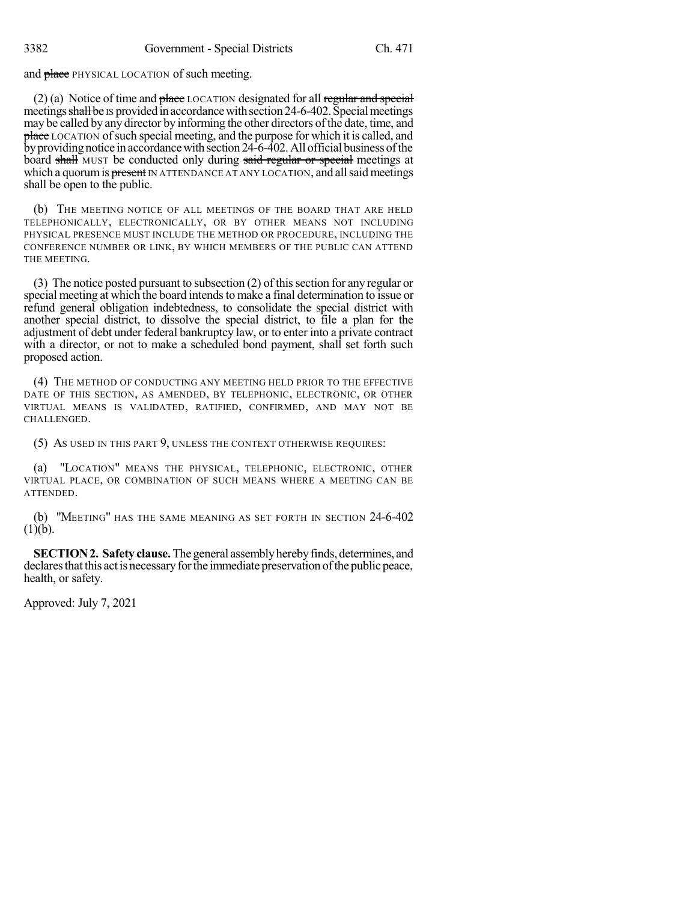and ~~place~~ PHYSICAL LOCATION of such meeting.

(2) (a) Notice of time and ~~place~~ LOCATION designated for all ~~regular and special~~ meetings ~~shall be~~ IS provided in accordance with section 24-6-402. Special meetings may be called by any director by informing the other directors of the date, time, and ~~place~~ LOCATION of such special meeting, and the purpose for which it is called, and by providing notice in accordance with section 24-6-402. All official business of the board ~~shall~~ MUST be conducted only during ~~said regular or special~~ meetings at which a quorum is ~~present~~ IN ATTENDANCE AT ANY LOCATION, and all said meetings shall be open to the public.

(b) THE MEETING NOTICE OF ALL MEETINGS OF THE BOARD THAT ARE HELD TELEPHONICALLY, ELECTRONICALLY, OR BY OTHER MEANS NOT INCLUDING PHYSICAL PRESENCE MUST INCLUDE THE METHOD OR PROCEDURE, INCLUDING THE CONFERENCE NUMBER OR LINK, BY WHICH MEMBERS OF THE PUBLIC CAN ATTEND THE MEETING.

(3) The notice posted pursuant to subsection (2) of this section for any regular or special meeting at which the board intends to make a final determination to issue or refund general obligation indebtedness, to consolidate the special district with another special district, to dissolve the special district, to file a plan for the adjustment of debt under federal bankruptcy law, or to enter into a private contract with a director, or not to make a scheduled bond payment, shall set forth such proposed action.

(4) THE METHOD OF CONDUCTING ANY MEETING HELD PRIOR TO THE EFFECTIVE DATE OF THIS SECTION, AS AMENDED, BY TELEPHONIC, ELECTRONIC, OR OTHER VIRTUAL MEANS IS VALIDATED, RATIFIED, CONFIRMED, AND MAY NOT BE CHALLENGED.

(5) AS USED IN THIS PART 9, UNLESS THE CONTEXT OTHERWISE REQUIRES:

(a) "LOCATION" MEANS THE PHYSICAL, TELEPHONIC, ELECTRONIC, OTHER VIRTUAL PLACE, OR COMBINATION OF SUCH MEANS WHERE A MEETING CAN BE ATTENDED.

(b) "MEETING" HAS THE SAME MEANING AS SET FORTH IN SECTION 24-6-402 (1)(b).

**SECTION 2. Safety clause.** The general assembly hereby finds, determines, and declares that this act is necessary for the immediate preservation of the public peace, health, or safety.

Approved: July 7, 2021